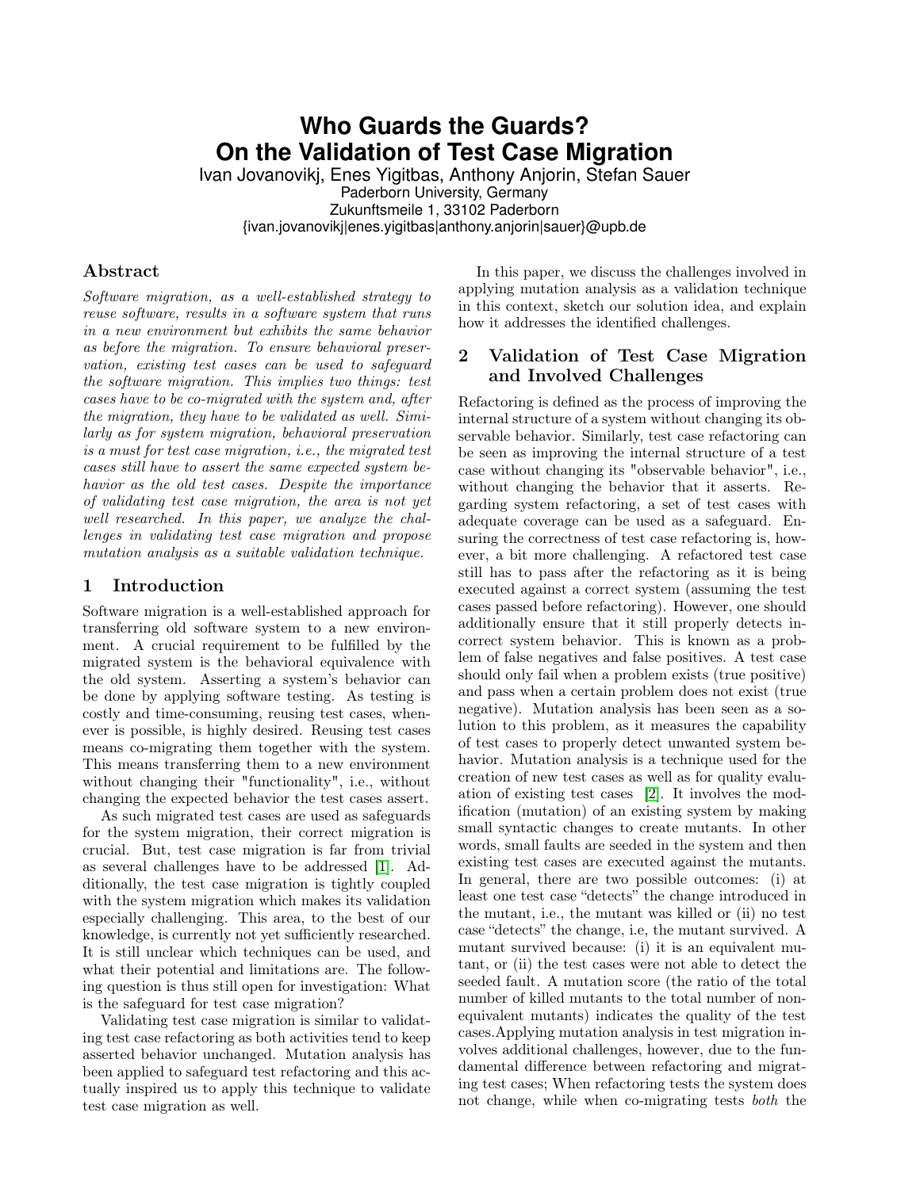# Who Guards the Guards? On the Validation of Test Case Migration

Ivan Jovanovikj, Enes Yigitbas, Anthony Anjorin, Stefan Sauer
Paderborn University, Germany
Zukunftsmeile 1, 33102 Paderborn
{ivan.jovanovikj|enes.yigitbas|anthony.anjorin|sauer}@upb.de

## Abstract

*Software migration, as a well-established strategy to reuse software, results in a software system that runs in a new environment but exhibits the same behavior as before the migration. To ensure behavioral preservation, existing test cases can be used to safeguard the software migration. This implies two things: test cases have to be co-migrated with the system and, after the migration, they have to be validated as well. Similarly as for system migration, behavioral preservation is a must for test case migration, i.e., the migrated test cases still have to assert the same expected system behavior as the old test cases. Despite the importance of validating test case migration, the area is not yet well researched. In this paper, we analyze the challenges in validating test case migration and propose mutation analysis as a suitable validation technique.*

## 1 Introduction

Software migration is a well-established approach for transferring old software system to a new environment. A crucial requirement to be fulfilled by the migrated system is the behavioral equivalence with the old system. Asserting a system's behavior can be done by applying software testing. As testing is costly and time-consuming, reusing test cases, whenever is possible, is highly desired. Reusing test cases means co-migrating them together with the system. This means transferring them to a new environment without changing their "functionality", i.e., without changing the expected behavior the test cases assert.

As such migrated test cases are used as safeguards for the system migration, their correct migration is crucial. But, test case migration is far from trivial as several challenges have to be addressed [1]. Additionally, the test case migration is tightly coupled with the system migration which makes its validation especially challenging. This area, to the best of our knowledge, is currently not yet sufficiently researched. It is still unclear which techniques can be used, and what their potential and limitations are. The following question is thus still open for investigation: What is the safeguard for test case migration?

Validating test case migration is similar to validating test case refactoring as both activities tend to keep asserted behavior unchanged. Mutation analysis has been applied to safeguard test refactoring and this actually inspired us to apply this technique to validate test case migration as well.

In this paper, we discuss the challenges involved in applying mutation analysis as a validation technique in this context, sketch our solution idea, and explain how it addresses the identified challenges.

## 2 Validation of Test Case Migration and Involved Challenges

Refactoring is defined as the process of improving the internal structure of a system without changing its observable behavior. Similarly, test case refactoring can be seen as improving the internal structure of a test case without changing its "observable behavior", i.e., without changing the behavior that it asserts. Regarding system refactoring, a set of test cases with adequate coverage can be used as a safeguard. Ensuring the correctness of test case refactoring is, however, a bit more challenging. A refactored test case still has to pass after the refactoring as it is being executed against a correct system (assuming the test cases passed before refactoring). However, one should additionally ensure that it still properly detects incorrect system behavior. This is known as a problem of false negatives and false positives. A test case should only fail when a problem exists (true positive) and pass when a certain problem does not exist (true negative). Mutation analysis has been seen as a solution to this problem, as it measures the capability of test cases to properly detect unwanted system behavior. Mutation analysis is a technique used for the creation of new test cases as well as for quality evaluation of existing test cases [2]. It involves the modification (mutation) of an existing system by making small syntactic changes to create mutants. In other words, small faults are seeded in the system and then existing test cases are executed against the mutants. In general, there are two possible outcomes: (i) at least one test case "detects" the change introduced in the mutant, i.e., the mutant was killed or (ii) no test case "detects" the change, i.e, the mutant survived. A mutant survived because: (i) it is an equivalent mutant, or (ii) the test cases were not able to detect the seeded fault. A mutation score (the ratio of the total number of killed mutants to the total number of non-equivalent mutants) indicates the quality of the test cases.Applying mutation analysis in test migration involves additional challenges, however, due to the fundamental difference between refactoring and migrating test cases; When refactoring tests the system does not change, while when co-migrating tests *both* the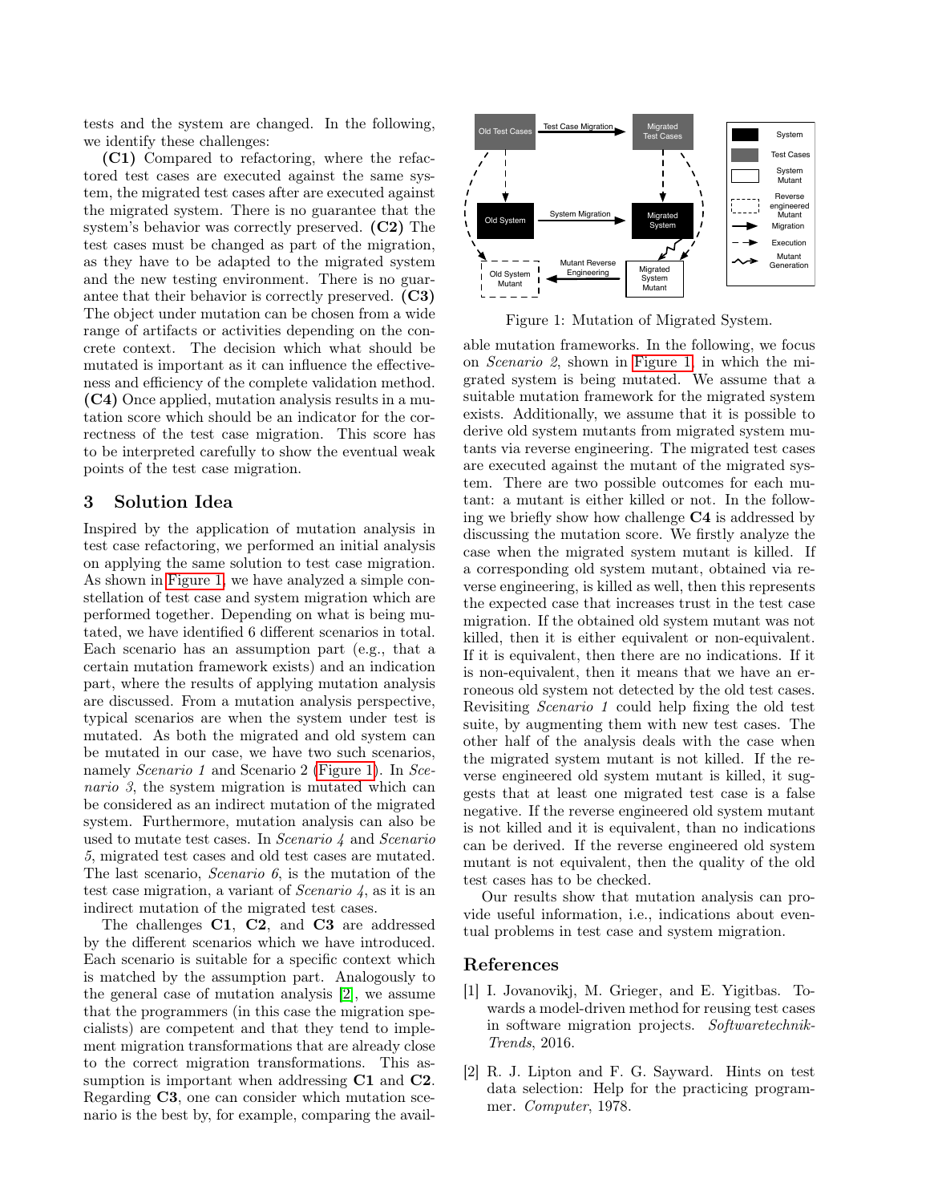tests and the system are changed. In the following, we identify these challenges:

**(C1)** Compared to refactoring, where the refactored test cases are executed against the same system, the migrated test cases after are executed against the migrated system. There is no guarantee that the system's behavior was correctly preserved. **(C2)** The test cases must be changed as part of the migration, as they have to be adapted to the migrated system and the new testing environment. There is no guarantee that their behavior is correctly preserved. **(C3)** The object under mutation can be chosen from a wide range of artifacts or activities depending on the concrete context. The decision which what should be mutated is important as it can influence the effectiveness and efficiency of the complete validation method. **(C4)** Once applied, mutation analysis results in a mutation score which should be an indicator for the correctness of the test case migration. This score has to be interpreted carefully to show the eventual weak points of the test case migration.

## 3 Solution Idea

Inspired by the application of mutation analysis in test case refactoring, we performed an initial analysis on applying the same solution to test case migration. As shown in Figure 1, we have analyzed a simple constellation of test case and system migration which are performed together. Depending on what is being mutated, we have identified 6 different scenarios in total. Each scenario has an assumption part (e.g., that a certain mutation framework exists) and an indication part, where the results of applying mutation analysis are discussed. From a mutation analysis perspective, typical scenarios are when the system under test is mutated. As both the migrated and old system can be mutated in our case, we have two such scenarios, namely *Scenario 1* and Scenario 2 (Figure 1). In *Scenario 3*, the system migration is mutated which can be considered as an indirect mutation of the migrated system. Furthermore, mutation analysis can also be used to mutate test cases. In *Scenario 4* and *Scenario 5*, migrated test cases and old test cases are mutated. The last scenario, *Scenario 6*, is the mutation of the test case migration, a variant of *Scenario 4*, as it is an indirect mutation of the migrated test cases.

The challenges **C1**, **C2**, and **C3** are addressed by the different scenarios which we have introduced. Each scenario is suitable for a specific context which is matched by the assumption part. Analogously to the general case of mutation analysis [2], we assume that the programmers (in this case the migration specialists) are competent and that they tend to implement migration transformations that are already close to the correct migration transformations. This assumption is important when addressing **C1** and **C2**. Regarding **C3**, one can consider which mutation scenario is the best by, for example, comparing the available mutation frameworks. In the following, we focus on *Scenario 2*, shown in Figure 1, in which the migrated system is being mutated. We assume that a suitable mutation framework for the migrated system exists. Additionally, we assume that it is possible to derive old system mutants from migrated system mutants via reverse engineering. The migrated test cases are executed against the mutant of the migrated system. There are two possible outcomes for each mutant: a mutant is either killed or not. In the following we briefly show how challenge **C4** is addressed by discussing the mutation score. We firstly analyze the case when the migrated system mutant is killed. If a corresponding old system mutant, obtained via reverse engineering, is killed as well, then this represents the expected case that increases trust in the test case migration. If the obtained old system mutant was not killed, then it is either equivalent or non-equivalent. If it is equivalent, then there are no indications. If it is non-equivalent, then it means that we have an erroneous old system not detected by the old test cases. Revisiting *Scenario 1* could help fixing the old test suite, by augmenting them with new test cases. The other half of the analysis deals with the case when the migrated system mutant is not killed. If the reverse engineered old system mutant is killed, it suggests that at least one migrated test case is a false negative. If the reverse engineered old system mutant is not killed and it is equivalent, than no indications can be derived. If the reverse engineered old system mutant is not equivalent, then the quality of the old test cases has to be checked.

Old Test Cases
Test Case Migration
Migrated Test Cases
Old System
System Migration
Migrated System
Old System Mutant
Mutant Reverse Engineering
Migrated System Mutant
System
Test Cases
System Mutant
Reverse engineered Mutant
Migration
Execution
Mutant Generation

Figure 1: Mutation of Migrated System.

Our results show that mutation analysis can provide useful information, i.e., indications about eventual problems in test case and system migration.

## References

[1] I. Jovanovikj, M. Grieger, and E. Yigitbas. Towards a model-driven method for reusing test cases in software migration projects. *Softwaretechnik-Trends*, 2016.

[2] R. J. Lipton and F. G. Sayward. Hints on test data selection: Help for the practicing programmer. *Computer*, 1978.